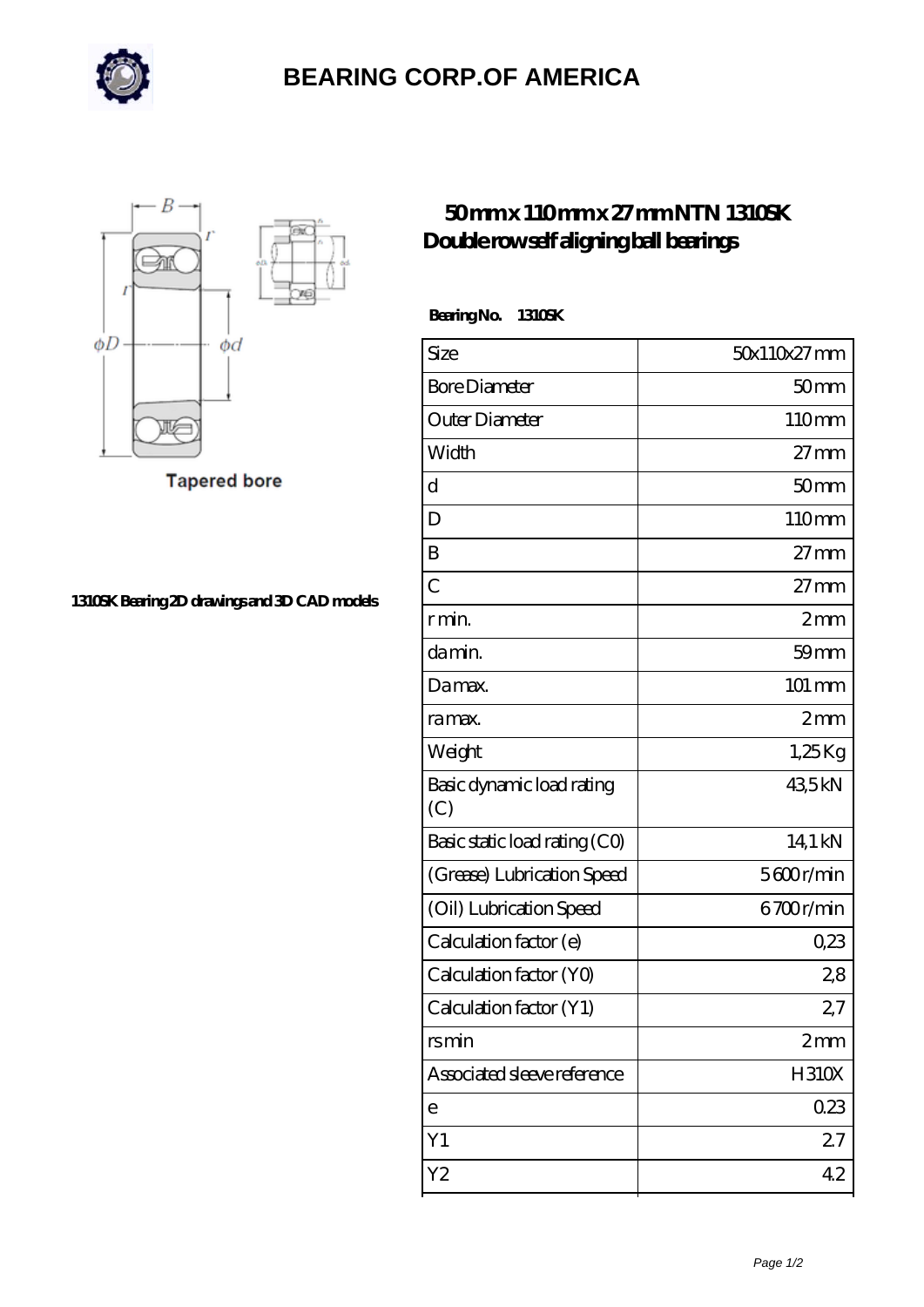# BEARING CORP.OF AMERICA

Tapered bore

1310SK Bearing 2D drawings and 3D CAD models

## 50 mm x 110 mm x 27 mm NTN 1310SK Double row self aligning ball bearings

**Bearing No. 1310SK**

| Size | 50x110x27 mm |
|---|---|
| Bore Diameter | 50 mm |
| Outer Diameter | 110 mm |
| Width | 27 mm |
| d | 50 mm |
| D | 110 mm |
| B | 27 mm |
| C | 27 mm |
| r min. | 2 mm |
| da min. | 59 mm |
| Da max. | 101 mm |
| ra max. | 2 mm |
| Weight | 1,25 Kg |
| Basic dynamic load rating (C) | 43,5 kN |
| Basic static load rating (C0) | 14,1 kN |
| (Grease) Lubrication Speed | 5600 r/min |
| (Oil) Lubrication Speed | 6700 r/min |
| Calculation factor (e) | 0,23 |
| Calculation factor (Y0) | 2,8 |
| Calculation factor (Y1) | 2,7 |
| rs min | 2 mm |
| Associated sleeve reference | H310X |
| e | 0.23 |
| Y1 | 2.7 |
| Y2 | 4.2 |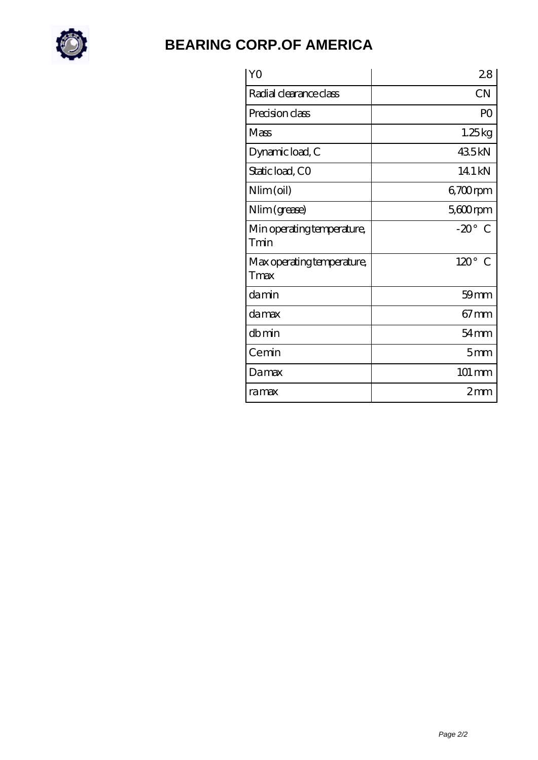# BEARING CORP.OF AMERICA

| | |
|---|---|
| Y0 | 2.8 |
| Radial clearance class | CN |
| Precision class | P0 |
| Mass | 1.25 kg |
| Dynamic load, C | 43.5 kN |
| Static load, C0 | 14.1 kN |
| Nlim (oil) | 6,700 rpm |
| Nlim (grease) | 5,600 rpm |
| Min operating temperature, Tmin | -20 ° C |
| Max operating temperature, Tmax | 120 ° C |
| da min | 59 mm |
| da max | 67 mm |
| db min | 54 mm |
| Ce min | 5 mm |
| Da max | 101 mm |
| ra max | 2 mm |